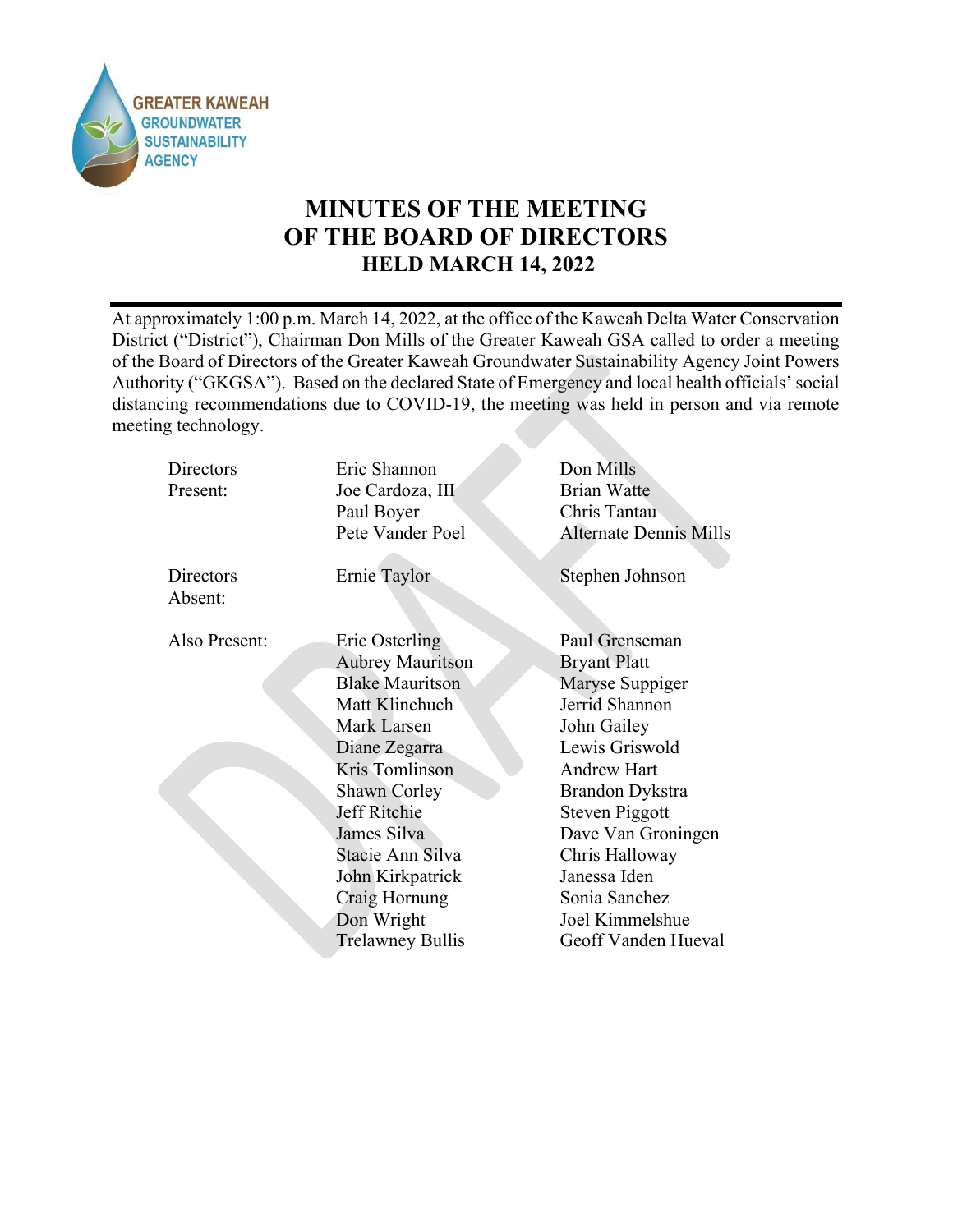# MINUTES OF THE MEETING OF THE BOARD OF DIRECTORS

## HELD MARCH 14, 2022

At approximately 1:00 p.m. March 14, 2022, at the office of the Kaweah Delta Water Conservation District ("District"), Chairman Don Mills of the Greater Kaweah GSA called to order a meeting of the Board of Directors of the Greater Kaweah Groundwater Sustainability Agency Joint Powers Authority ("GKGSA"). Based on the declared State of Emergency and local health officials' social distancing recommendations due to COVID-19, the meeting was held in person and via remote meeting technology.

| | | |
|---|---|---|
| Directors Present: | Eric Shannon | Don Mills |
| | Joe Cardoza, III | Brian Watte |
| | Paul Boyer | Chris Tantau |
| | Pete Vander Poel | Alternate Dennis Mills |
| Directors Absent: | Ernie Taylor | Stephen Johnson |
| Also Present: | Eric Osterling | Paul Grenseman |
| | Aubrey Mauritson | Bryant Platt |
| | Blake Mauritson | Maryse Suppiger |
| | Matt Klinchuch | Jerrid Shannon |
| | Mark Larsen | John Gailey |
| | Diane Zegarra | Lewis Griswold |
| | Kris Tomlinson | Andrew Hart |
| | Shawn Corley | Brandon Dykstra |
| | Jeff Ritchie | Steven Piggott |
| | James Silva | Dave Van Groningen |
| | Stacie Ann Silva | Chris Halloway |
| | John Kirkpatrick | Janessa Iden |
| | Craig Hornung | Sonia Sanchez |
| | Don Wright | Joel Kimmelshue |
| | Trelawney Bullis | Geoff Vanden Hueval |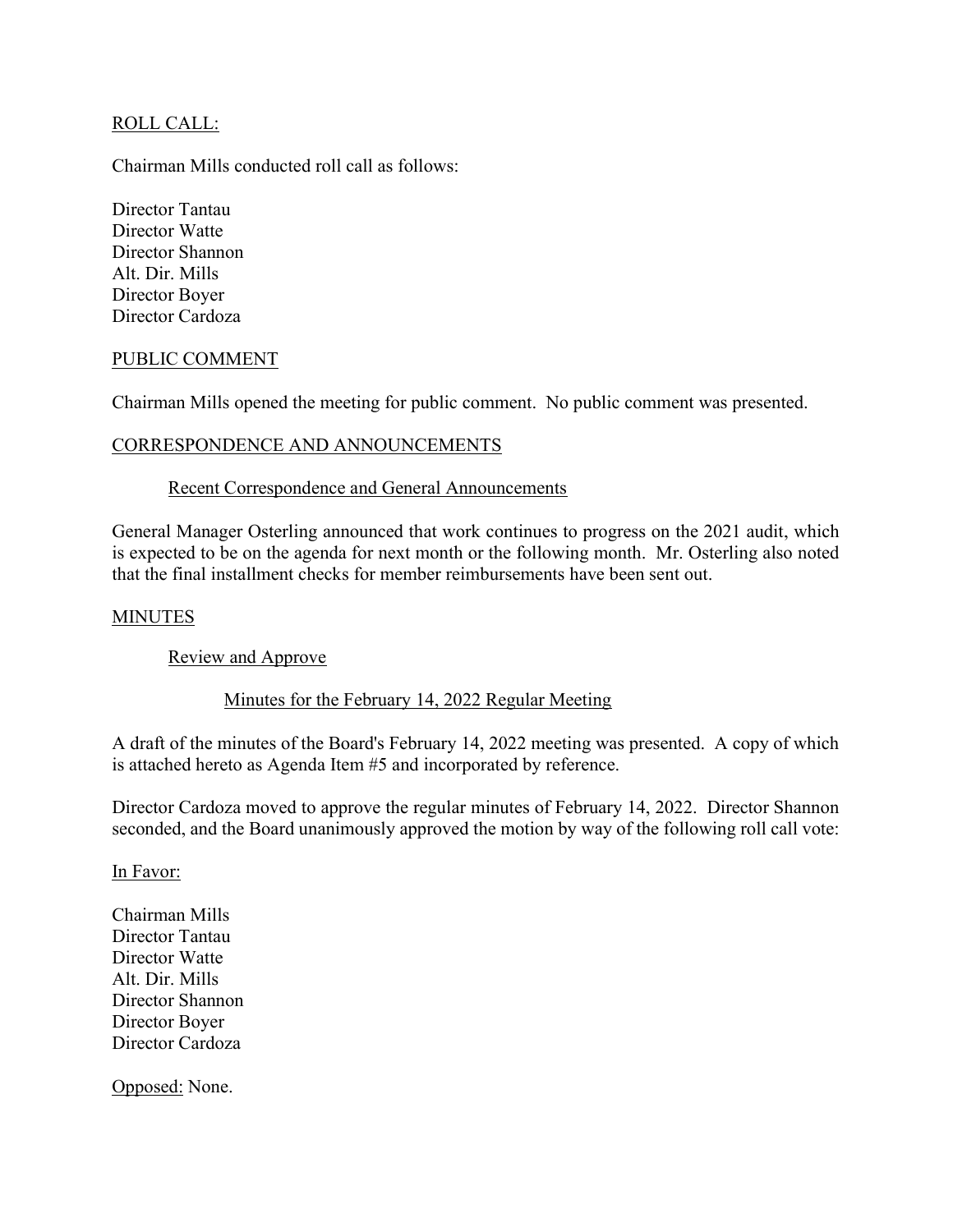ROLL CALL:

Chairman Mills conducted roll call as follows:

Director Tantau  
Director Watte  
Director Shannon  
Alt. Dir. Mills  
Director Boyer  
Director Cardoza

PUBLIC COMMENT

Chairman Mills opened the meeting for public comment. No public comment was presented.

CORRESPONDENCE AND ANNOUNCEMENTS

Recent Correspondence and General Announcements

General Manager Osterling announced that work continues to progress on the 2021 audit, which is expected to be on the agenda for next month or the following month. Mr. Osterling also noted that the final installment checks for member reimbursements have been sent out.

MINUTES

Review and Approve

Minutes for the February 14, 2022 Regular Meeting

A draft of the minutes of the Board's February 14, 2022 meeting was presented. A copy of which is attached hereto as Agenda Item #5 and incorporated by reference.

Director Cardoza moved to approve the regular minutes of February 14, 2022. Director Shannon seconded, and the Board unanimously approved the motion by way of the following roll call vote:

In Favor:

Chairman Mills  
Director Tantau  
Director Watte  
Alt. Dir. Mills  
Director Shannon  
Director Boyer  
Director Cardoza

Opposed: None.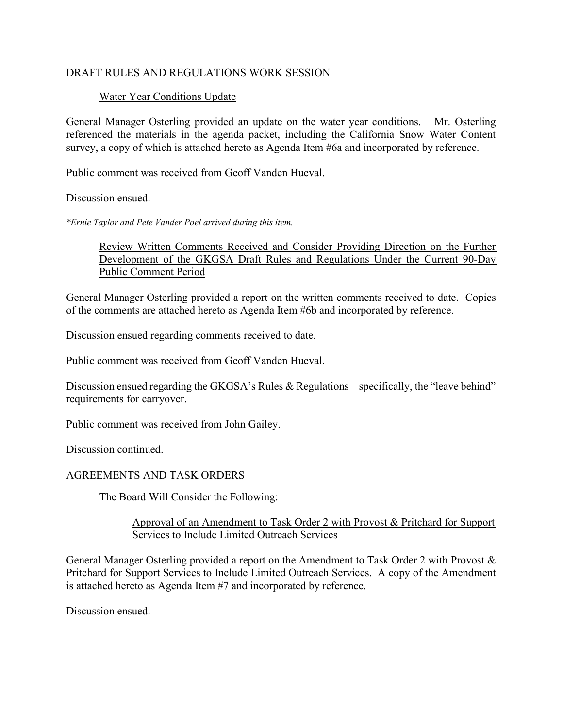## DRAFT RULES AND REGULATIONS WORK SESSION

### Water Year Conditions Update

General Manager Osterling provided an update on the water year conditions. Mr. Osterling referenced the materials in the agenda packet, including the California Snow Water Content survey, a copy of which is attached hereto as Agenda Item #6a and incorporated by reference.

Public comment was received from Geoff Vanden Hueval.

Discussion ensued.

*\*Ernie Taylor and Pete Vander Poel arrived during this item.*

### Review Written Comments Received and Consider Providing Direction on the Further Development of the GKGSA Draft Rules and Regulations Under the Current 90-Day Public Comment Period

General Manager Osterling provided a report on the written comments received to date. Copies of the comments are attached hereto as Agenda Item #6b and incorporated by reference.

Discussion ensued regarding comments received to date.

Public comment was received from Geoff Vanden Hueval.

Discussion ensued regarding the GKGSA's Rules & Regulations – specifically, the "leave behind" requirements for carryover.

Public comment was received from John Gailey.

Discussion continued.

## AGREEMENTS AND TASK ORDERS

### The Board Will Consider the Following:

#### Approval of an Amendment to Task Order 2 with Provost & Pritchard for Support Services to Include Limited Outreach Services

General Manager Osterling provided a report on the Amendment to Task Order 2 with Provost & Pritchard for Support Services to Include Limited Outreach Services. A copy of the Amendment is attached hereto as Agenda Item #7 and incorporated by reference.

Discussion ensued.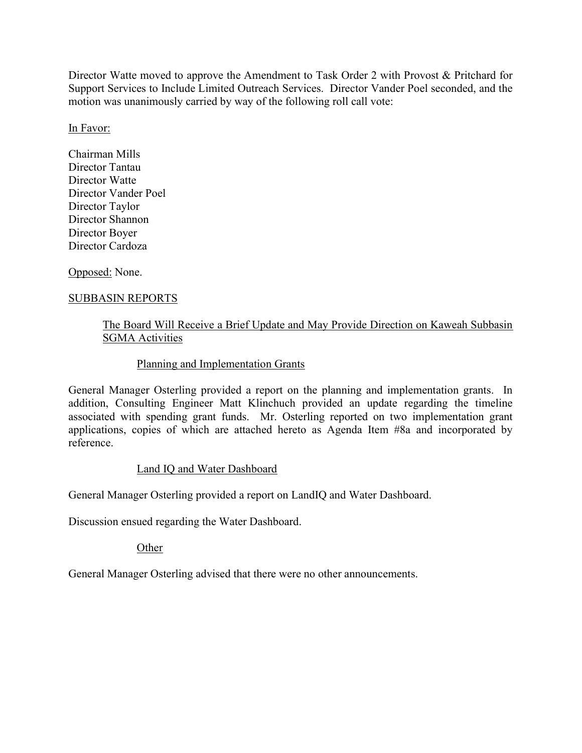Director Watte moved to approve the Amendment to Task Order 2 with Provost & Pritchard for Support Services to Include Limited Outreach Services. Director Vander Poel seconded, and the motion was unanimously carried by way of the following roll call vote:

<u>In Favor:</u>

Chairman Mills
Director Tantau
Director Watte
Director Vander Poel
Director Taylor
Director Shannon
Director Boyer
Director Cardoza

<u>Opposed:</u> None.

<u>SUBBASIN REPORTS</u>

<u>The Board Will Receive a Brief Update and May Provide Direction on Kaweah Subbasin SGMA Activities</u>

<u>Planning and Implementation Grants</u>

General Manager Osterling provided a report on the planning and implementation grants. In addition, Consulting Engineer Matt Klinchuch provided an update regarding the timeline associated with spending grant funds. Mr. Osterling reported on two implementation grant applications, copies of which are attached hereto as Agenda Item #8a and incorporated by reference.

<u>Land IQ and Water Dashboard</u>

General Manager Osterling provided a report on LandIQ and Water Dashboard.

Discussion ensued regarding the Water Dashboard.

<u>Other</u>

General Manager Osterling advised that there were no other announcements.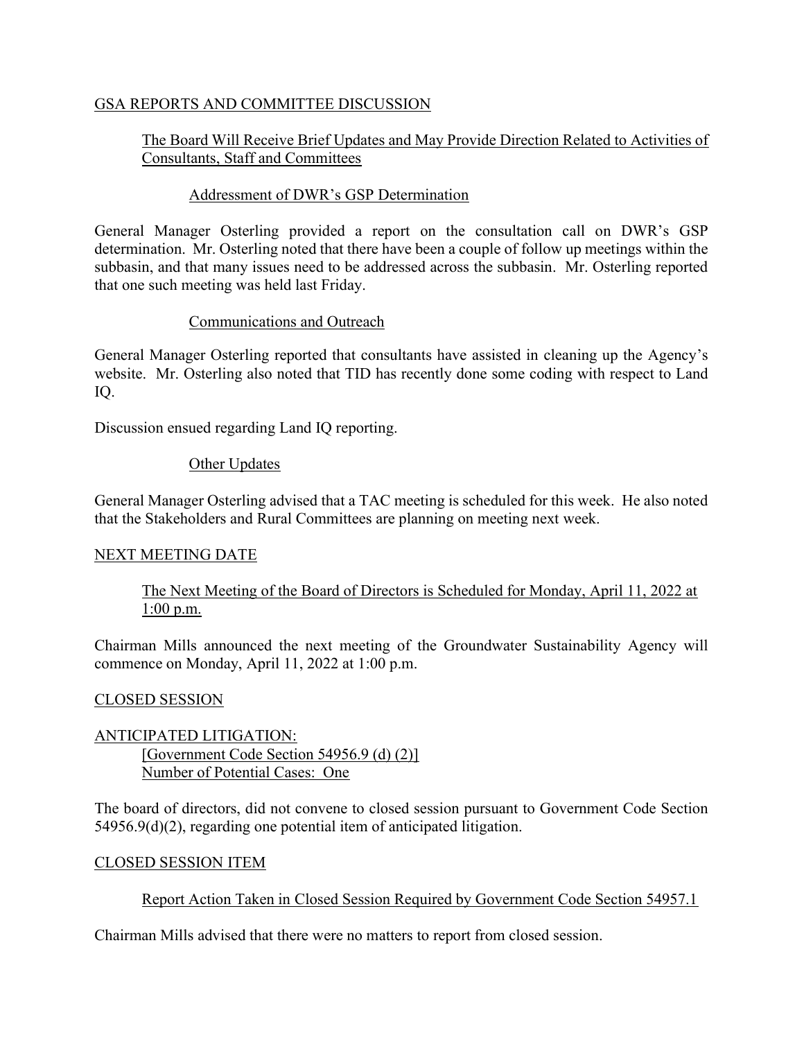## GSA REPORTS AND COMMITTEE DISCUSSION

### The Board Will Receive Brief Updates and May Provide Direction Related to Activities of Consultants, Staff and Committees

#### Addressment of DWR's GSP Determination

General Manager Osterling provided a report on the consultation call on DWR's GSP determination. Mr. Osterling noted that there have been a couple of follow up meetings within the subbasin, and that many issues need to be addressed across the subbasin. Mr. Osterling reported that one such meeting was held last Friday.

#### Communications and Outreach

General Manager Osterling reported that consultants have assisted in cleaning up the Agency's website. Mr. Osterling also noted that TID has recently done some coding with respect to Land IQ.

Discussion ensued regarding Land IQ reporting.

#### Other Updates

General Manager Osterling advised that a TAC meeting is scheduled for this week. He also noted that the Stakeholders and Rural Committees are planning on meeting next week.

## NEXT MEETING DATE

### The Next Meeting of the Board of Directors is Scheduled for Monday, April 11, 2022 at 1:00 p.m.

Chairman Mills announced the next meeting of the Groundwater Sustainability Agency will commence on Monday, April 11, 2022 at 1:00 p.m.

## CLOSED SESSION

## ANTICIPATED LITIGATION:

[Government Code Section 54956.9 (d) (2)]
Number of Potential Cases: One

The board of directors, did not convene to closed session pursuant to Government Code Section 54956.9(d)(2), regarding one potential item of anticipated litigation.

## CLOSED SESSION ITEM

### Report Action Taken in Closed Session Required by Government Code Section 54957.1

Chairman Mills advised that there were no matters to report from closed session.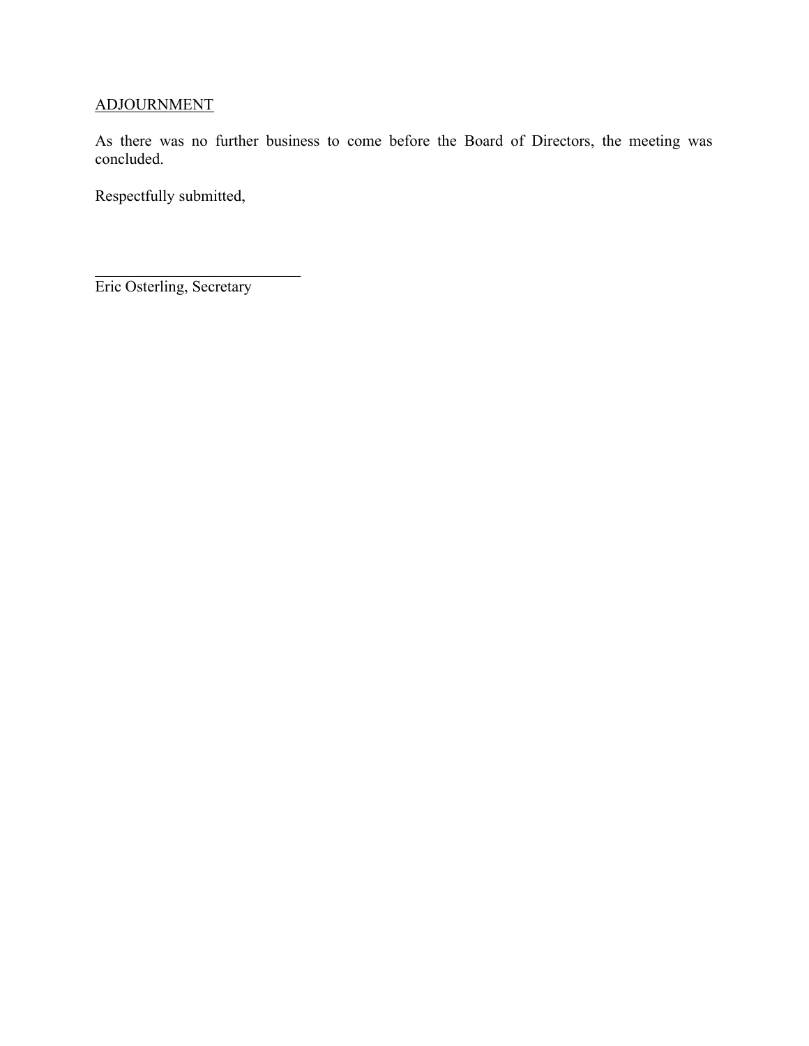ADJOURNMENT

As there was no further business to come before the Board of Directors, the meeting was concluded.

Respectfully submitted,

\_\_\_\_\_\_\_\_\_\_\_\_\_\_\_\_\_\_\_\_\_\_\_\_\_\_\_

Eric Osterling, Secretary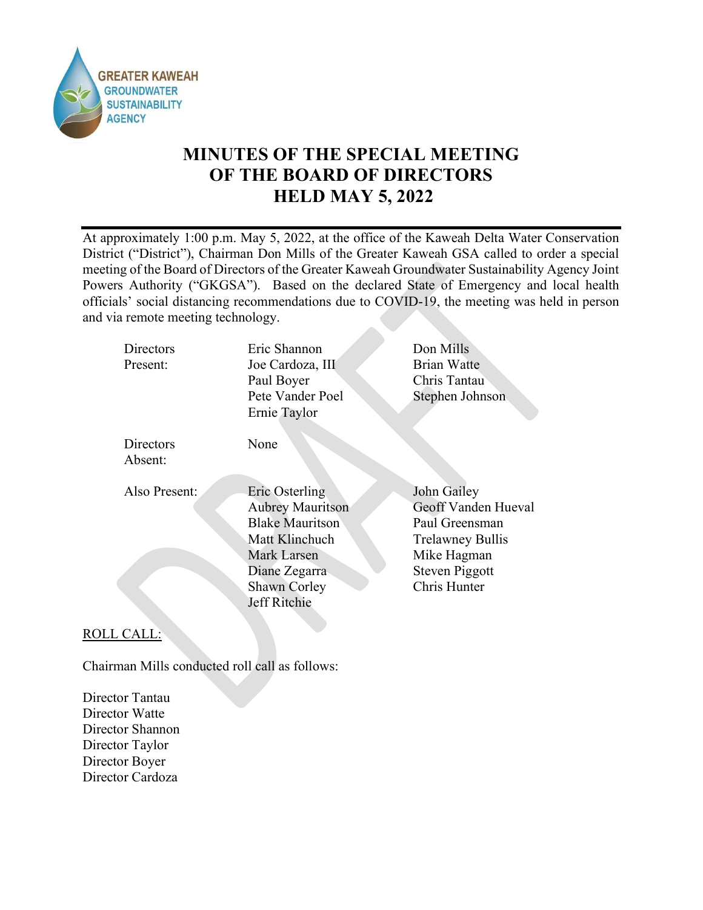# MINUTES OF THE SPECIAL MEETING OF THE BOARD OF DIRECTORS HELD MAY 5, 2022

At approximately 1:00 p.m. May 5, 2022, at the office of the Kaweah Delta Water Conservation District ("District"), Chairman Don Mills of the Greater Kaweah GSA called to order a special meeting of the Board of Directors of the Greater Kaweah Groundwater Sustainability Agency Joint Powers Authority ("GKGSA"). Based on the declared State of Emergency and local health officials' social distancing recommendations due to COVID-19, the meeting was held in person and via remote meeting technology.

| | | |
|---|---|---|
| Directors Present: | Eric Shannon<br>Joe Cardoza, III<br>Paul Boyer<br>Pete Vander Poel<br>Ernie Taylor | Don Mills<br>Brian Watte<br>Chris Tantau<br>Stephen Johnson |
| Directors Absent: | None | |
| Also Present: | Eric Osterling<br>Aubrey Mauritson<br>Blake Mauritson<br>Matt Klinchuch<br>Mark Larsen<br>Diane Zegarra<br>Shawn Corley<br>Jeff Ritchie | John Gailey<br>Geoff Vanden Hueval<br>Paul Greensman<br>Trelawney Bullis<br>Mike Hagman<br>Steven Piggott<br>Chris Hunter |

ROLL CALL:

Chairman Mills conducted roll call as follows:

Director Tantau
Director Watte
Director Shannon
Director Taylor
Director Boyer
Director Cardoza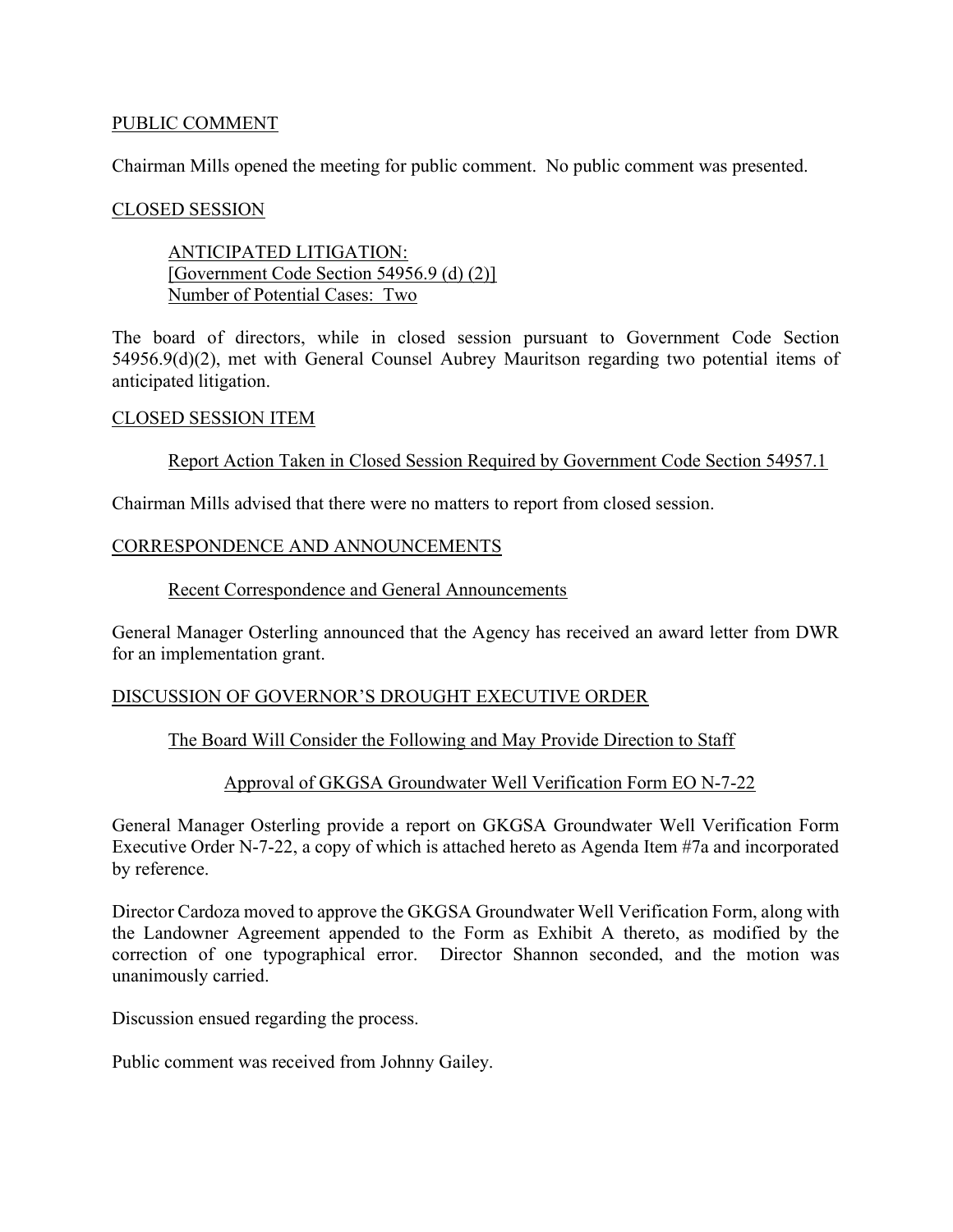PUBLIC COMMENT

Chairman Mills opened the meeting for public comment. No public comment was presented.

CLOSED SESSION

ANTICIPATED LITIGATION:
[Government Code Section 54956.9 (d) (2)]
Number of Potential Cases: Two

The board of directors, while in closed session pursuant to Government Code Section 54956.9(d)(2), met with General Counsel Aubrey Mauritson regarding two potential items of anticipated litigation.

CLOSED SESSION ITEM

Report Action Taken in Closed Session Required by Government Code Section 54957.1

Chairman Mills advised that there were no matters to report from closed session.

CORRESPONDENCE AND ANNOUNCEMENTS

Recent Correspondence and General Announcements

General Manager Osterling announced that the Agency has received an award letter from DWR for an implementation grant.

DISCUSSION OF GOVERNOR'S DROUGHT EXECUTIVE ORDER

The Board Will Consider the Following and May Provide Direction to Staff

Approval of GKGSA Groundwater Well Verification Form EO N-7-22

General Manager Osterling provide a report on GKGSA Groundwater Well Verification Form Executive Order N-7-22, a copy of which is attached hereto as Agenda Item #7a and incorporated by reference.

Director Cardoza moved to approve the GKGSA Groundwater Well Verification Form, along with the Landowner Agreement appended to the Form as Exhibit A thereto, as modified by the correction of one typographical error. Director Shannon seconded, and the motion was unanimously carried.

Discussion ensued regarding the process.

Public comment was received from Johnny Gailey.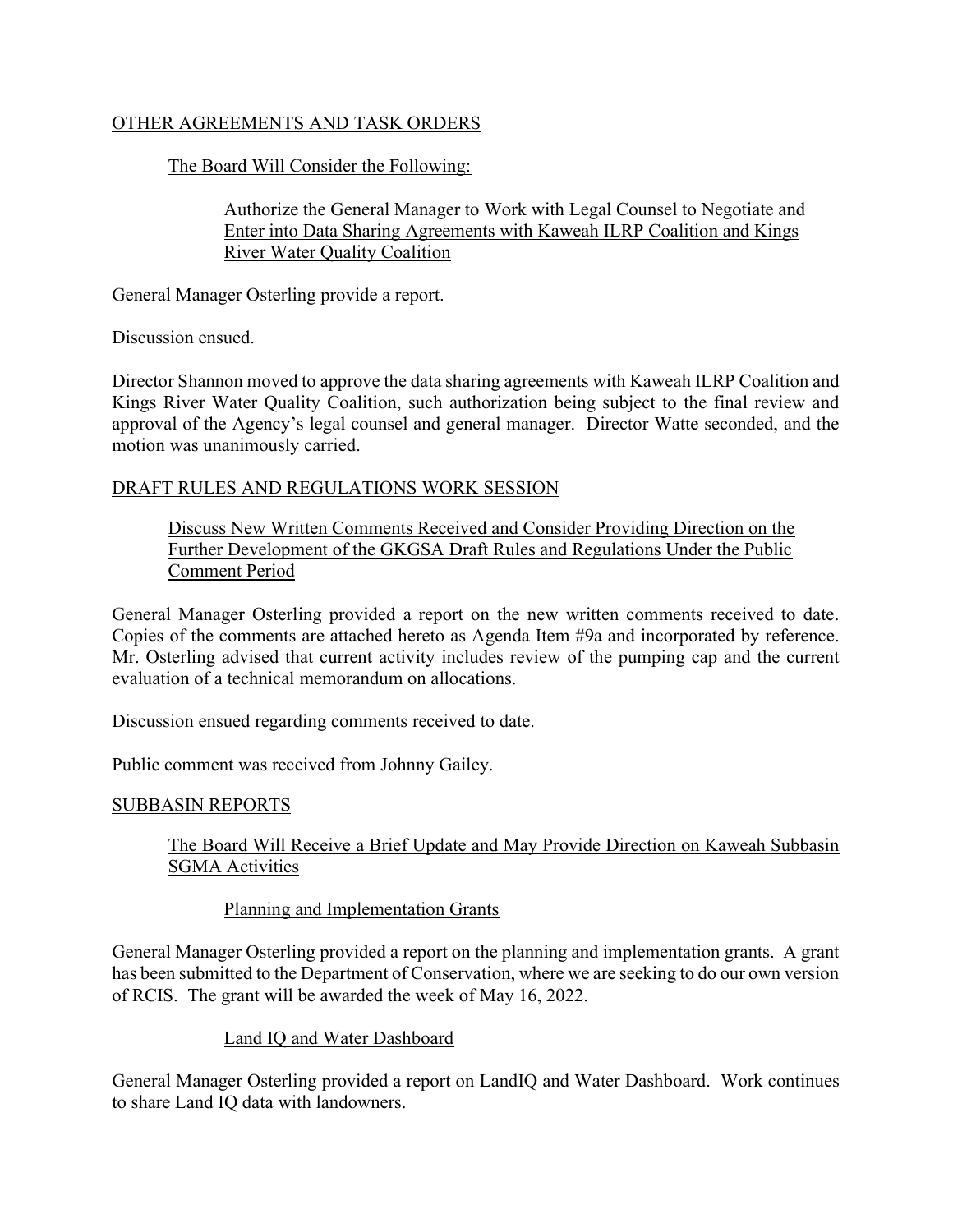## OTHER AGREEMENTS AND TASK ORDERS

### The Board Will Consider the Following:

#### Authorize the General Manager to Work with Legal Counsel to Negotiate and Enter into Data Sharing Agreements with Kaweah ILRP Coalition and Kings River Water Quality Coalition

General Manager Osterling provide a report.

Discussion ensued.

Director Shannon moved to approve the data sharing agreements with Kaweah ILRP Coalition and Kings River Water Quality Coalition, such authorization being subject to the final review and approval of the Agency's legal counsel and general manager. Director Watte seconded, and the motion was unanimously carried.

## DRAFT RULES AND REGULATIONS WORK SESSION

### Discuss New Written Comments Received and Consider Providing Direction on the Further Development of the GKGSA Draft Rules and Regulations Under the Public Comment Period

General Manager Osterling provided a report on the new written comments received to date. Copies of the comments are attached hereto as Agenda Item #9a and incorporated by reference. Mr. Osterling advised that current activity includes review of the pumping cap and the current evaluation of a technical memorandum on allocations.

Discussion ensued regarding comments received to date.

Public comment was received from Johnny Gailey.

## SUBBASIN REPORTS

### The Board Will Receive a Brief Update and May Provide Direction on Kaweah Subbasin SGMA Activities

#### Planning and Implementation Grants

General Manager Osterling provided a report on the planning and implementation grants. A grant has been submitted to the Department of Conservation, where we are seeking to do our own version of RCIS. The grant will be awarded the week of May 16, 2022.

#### Land IQ and Water Dashboard

General Manager Osterling provided a report on LandIQ and Water Dashboard. Work continues to share Land IQ data with landowners.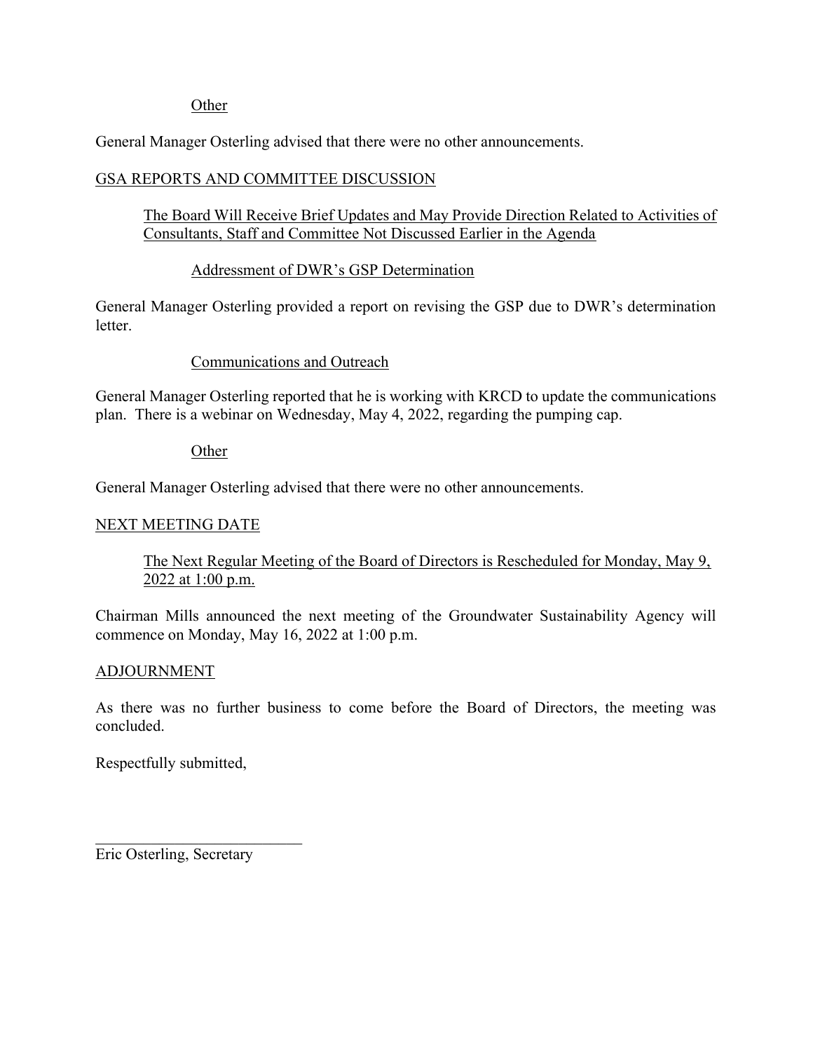Other

General Manager Osterling advised that there were no other announcements.

GSA REPORTS AND COMMITTEE DISCUSSION

The Board Will Receive Brief Updates and May Provide Direction Related to Activities of Consultants, Staff and Committee Not Discussed Earlier in the Agenda

Addressment of DWR's GSP Determination

General Manager Osterling provided a report on revising the GSP due to DWR's determination letter.

Communications and Outreach

General Manager Osterling reported that he is working with KRCD to update the communications plan. There is a webinar on Wednesday, May 4, 2022, regarding the pumping cap.

Other

General Manager Osterling advised that there were no other announcements.

NEXT MEETING DATE

The Next Regular Meeting of the Board of Directors is Rescheduled for Monday, May 9, 2022 at 1:00 p.m.

Chairman Mills announced the next meeting of the Groundwater Sustainability Agency will commence on Monday, May 16, 2022 at 1:00 p.m.

ADJOURNMENT

As there was no further business to come before the Board of Directors, the meeting was concluded.

Respectfully submitted,

___________________________
Eric Osterling, Secretary